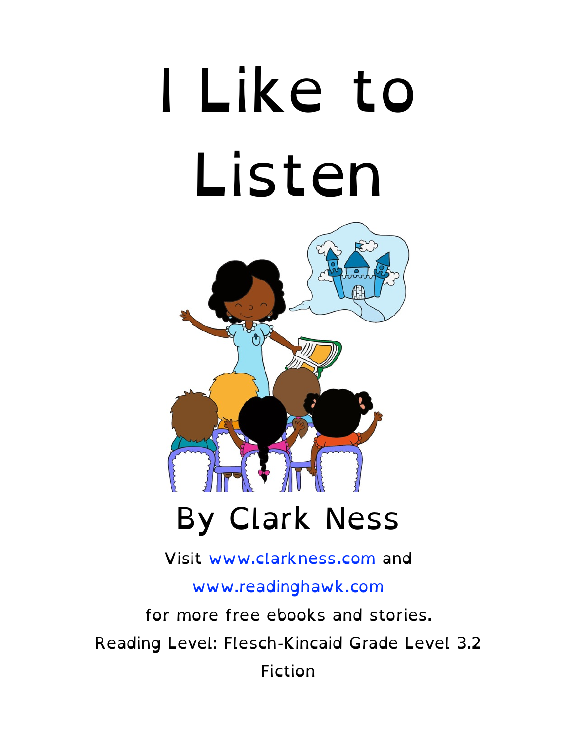# I Like to Listen

## By Clark Ness

Visit www.clarkness.com and www.readinghawk.com for more free ebooks and stories.

Reading Level: Flesch-Kincaid Grade Level 3.2

Fiction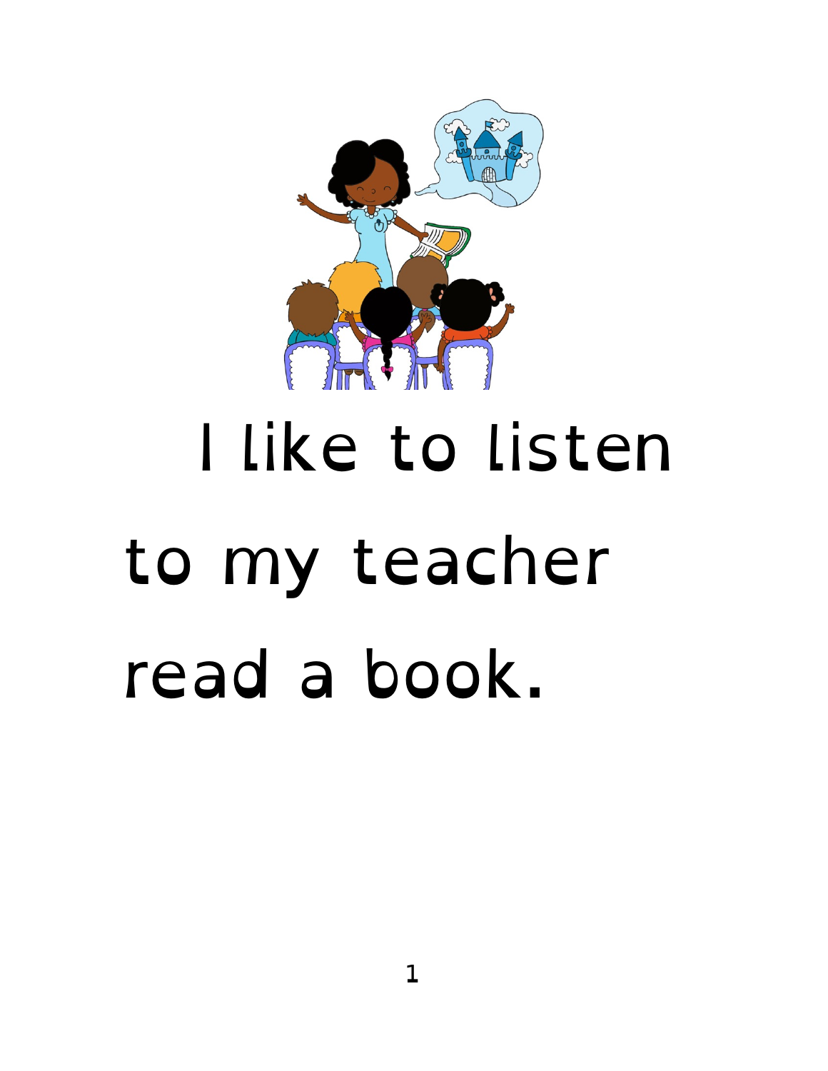I like to listen to my teacher read a book.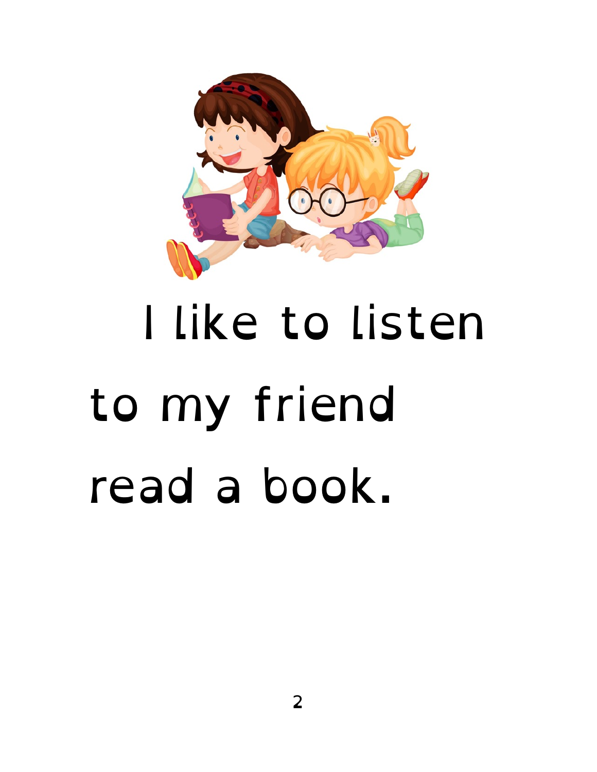I like to listen

to my friend

read a book.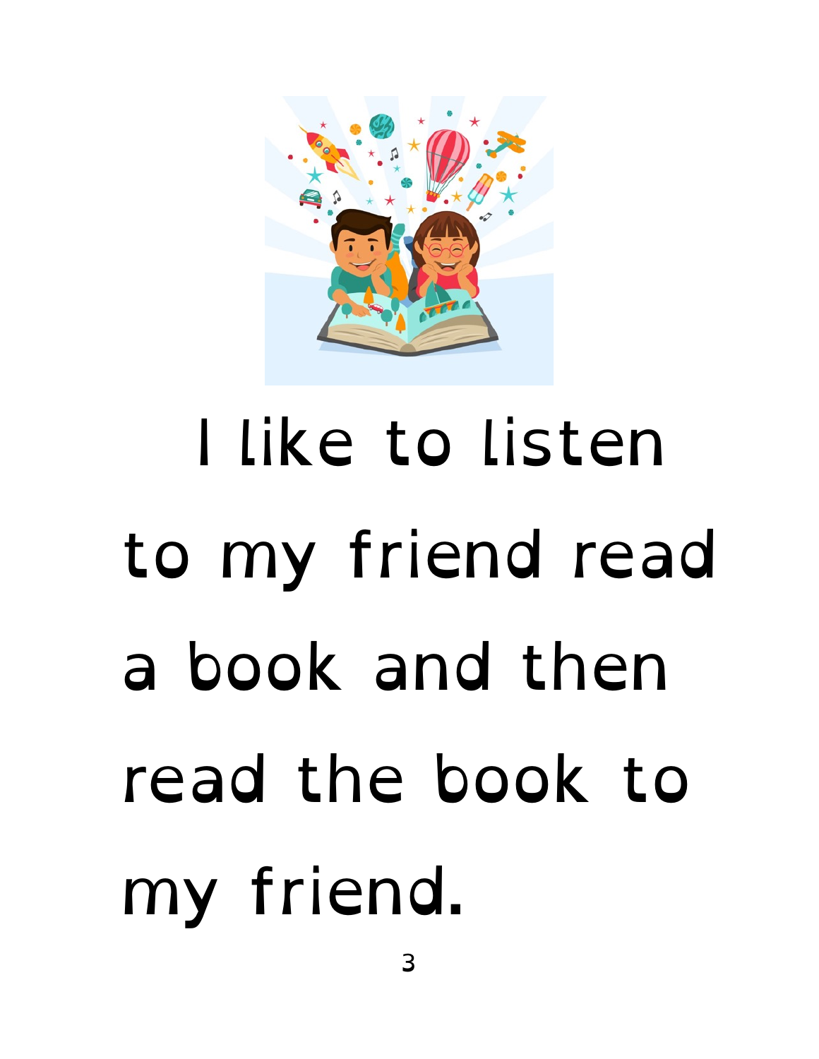I like to listen to my friend read a book and then read the book to my friend.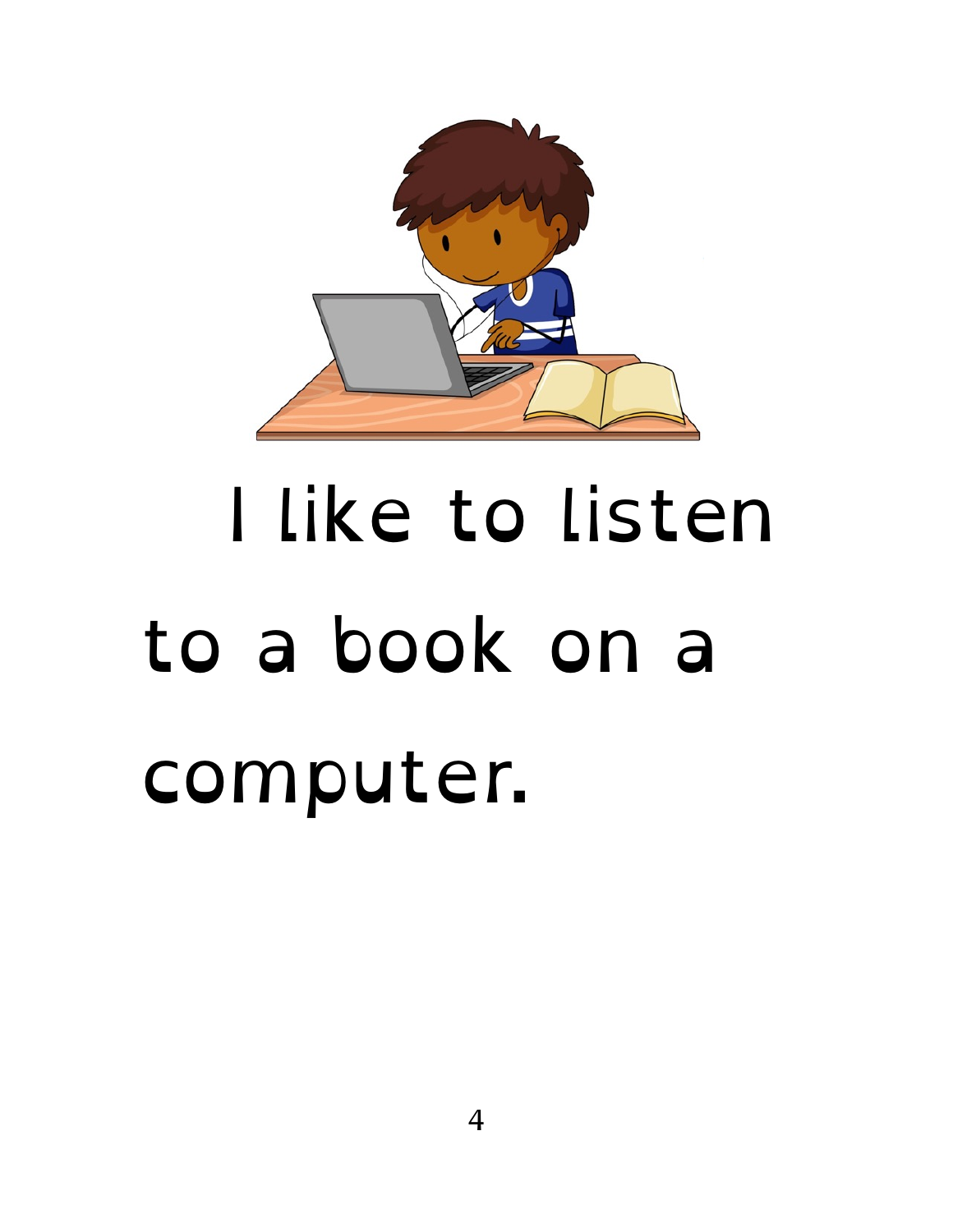I like to listen to a book on a computer.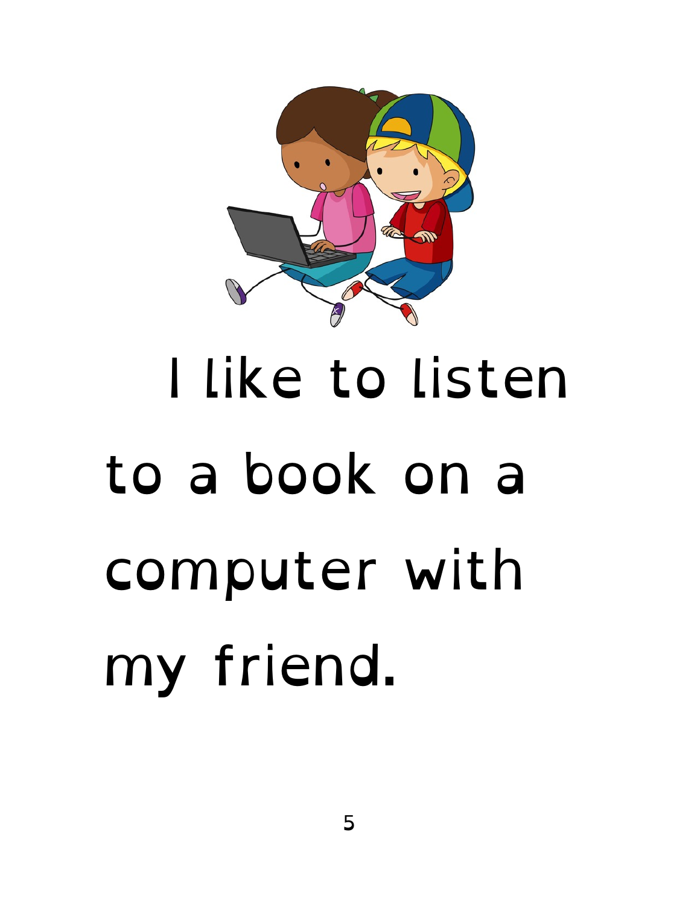I like to listen to a book on a computer with my friend.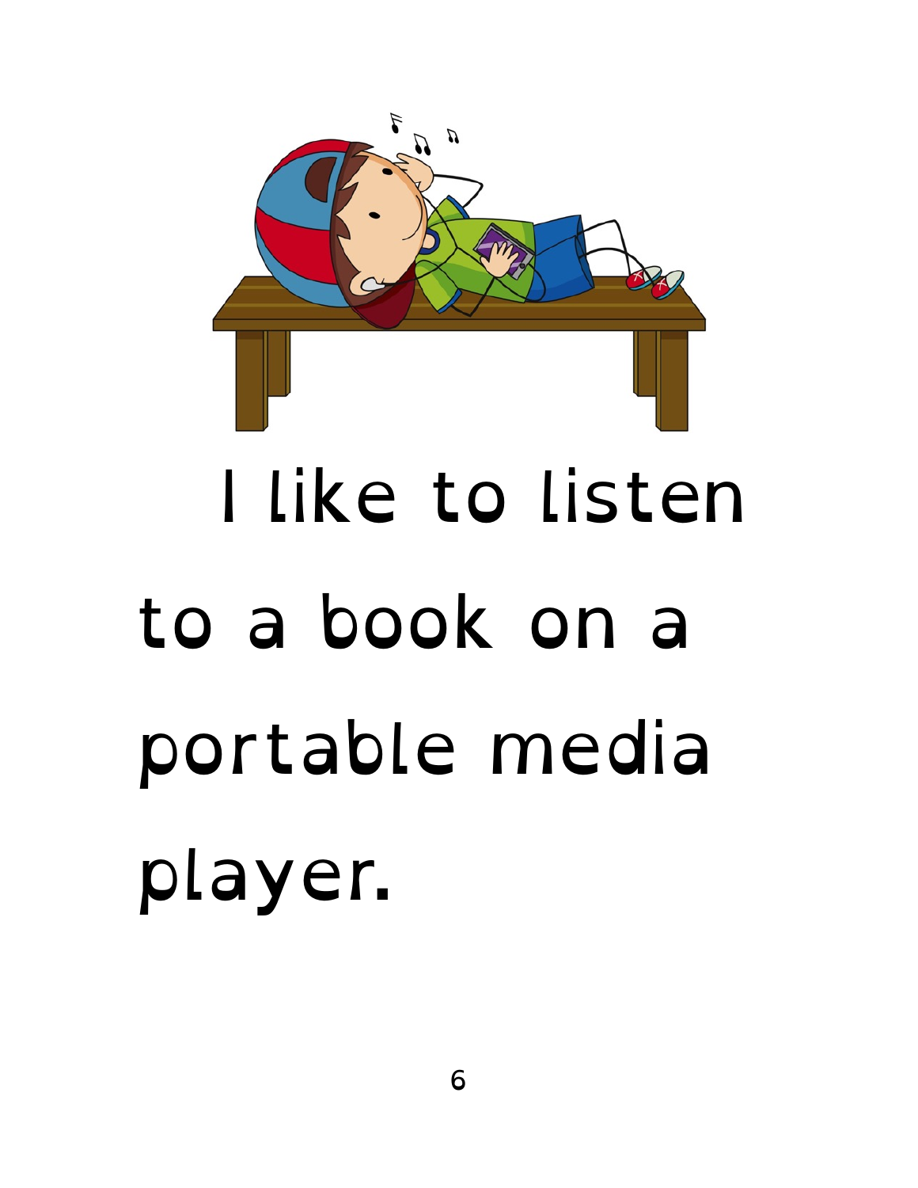I like to listen to a book on a portable media player.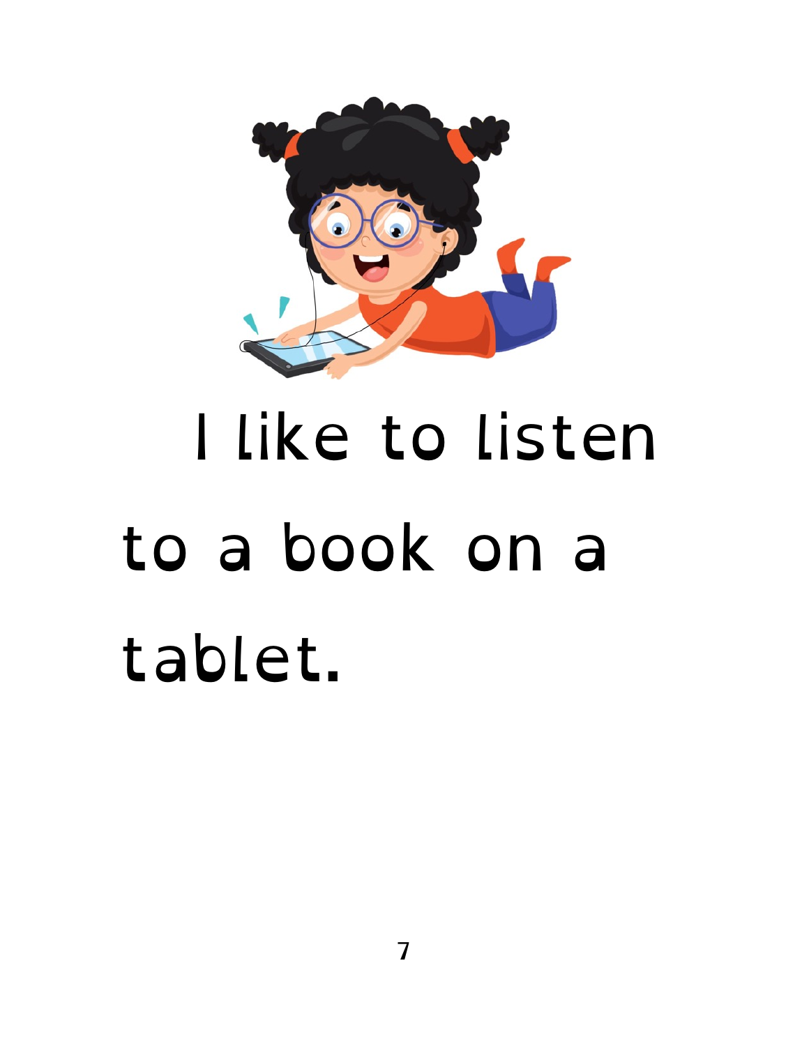I like to listen to a book on a tablet.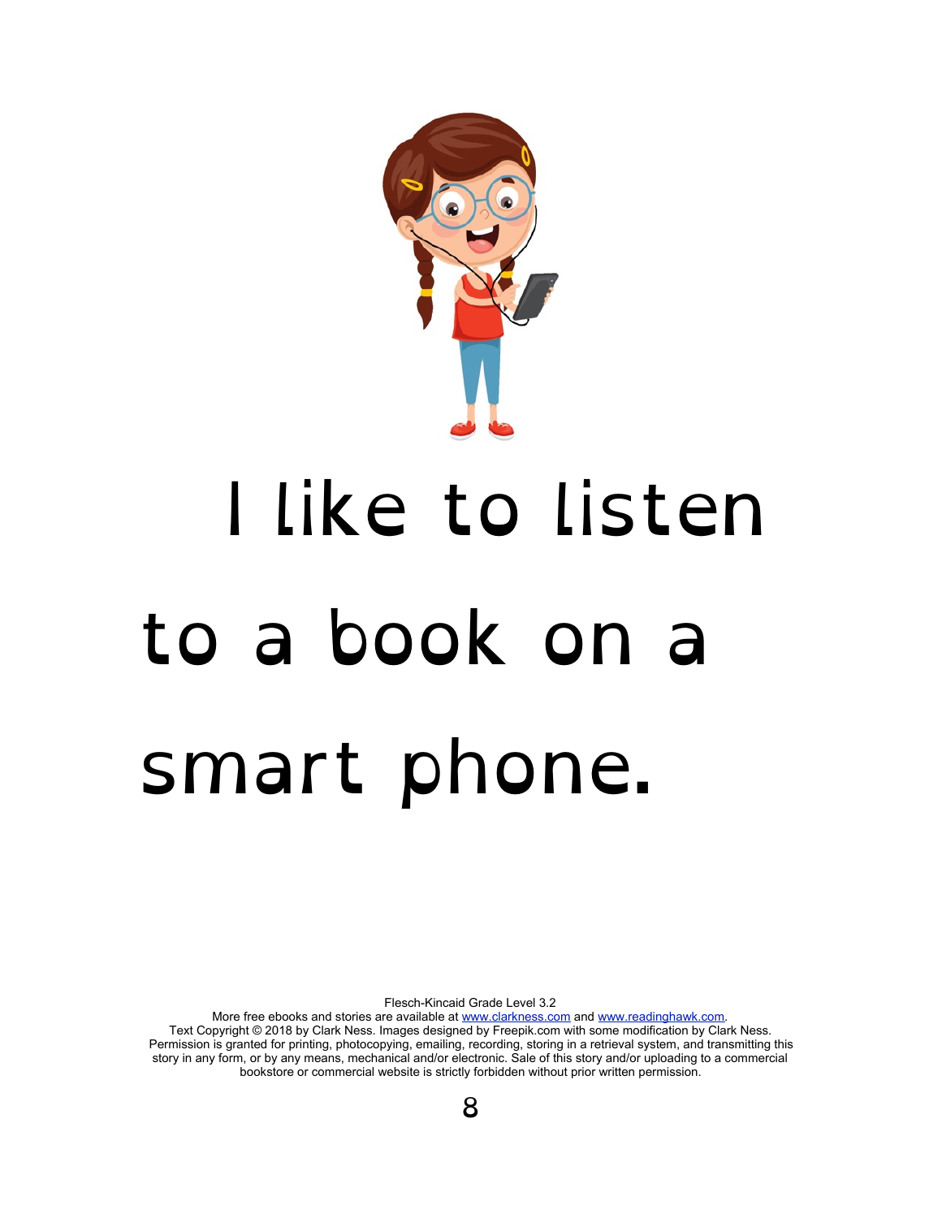I like to listen to a book on a smart phone.

Flesch-Kincaid Grade Level 3.2
More free ebooks and stories are available at www.clarkness.com and www.readinghawk.com.
Text Copyright © 2018 by Clark Ness. Images designed by Freepik.com with some modification by Clark Ness.
Permission is granted for printing, photocopying, emailing, recording, storing in a retrieval system, and transmitting this story in any form, or by any means, mechanical and/or electronic. Sale of this story and/or uploading to a commercial bookstore or commercial website is strictly forbidden without prior written permission.